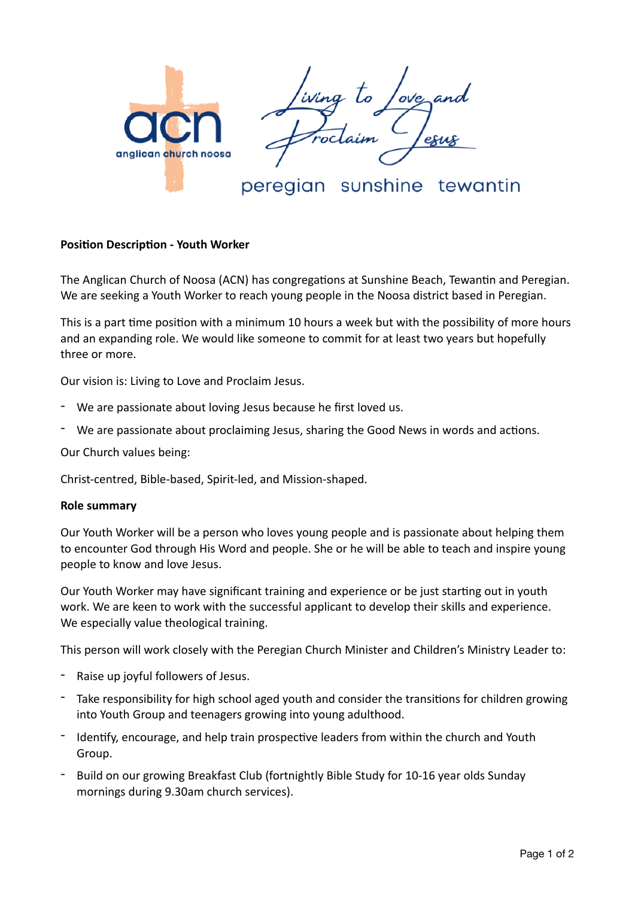anglican church noosa

Living to Love and Proclaim Jesus

peregian sunshine tewantin

**Position Description - Youth Worker**

The Anglican Church of Noosa (ACN) has congregations at Sunshine Beach, Tewantin and Peregian. We are seeking a Youth Worker to reach young people in the Noosa district based in Peregian.

This is a part time position with a minimum 10 hours a week but with the possibility of more hours and an expanding role. We would like someone to commit for at least two years but hopefully three or more.

Our vision is: Living to Love and Proclaim Jesus.

- We are passionate about loving Jesus because he first loved us.
- We are passionate about proclaiming Jesus, sharing the Good News in words and actions.

Our Church values being:

Christ-centred, Bible-based, Spirit-led, and Mission-shaped.

**Role summary**

Our Youth Worker will be a person who loves young people and is passionate about helping them to encounter God through His Word and people. She or he will be able to teach and inspire young people to know and love Jesus.

Our Youth Worker may have significant training and experience or be just starting out in youth work. We are keen to work with the successful applicant to develop their skills and experience. We especially value theological training.

This person will work closely with the Peregian Church Minister and Children's Ministry Leader to:

- Raise up joyful followers of Jesus.
- Take responsibility for high school aged youth and consider the transitions for children growing into Youth Group and teenagers growing into young adulthood.
- Identify, encourage, and help train prospective leaders from within the church and Youth Group.
- Build on our growing Breakfast Club (fortnightly Bible Study for 10-16 year olds Sunday mornings during 9.30am church services).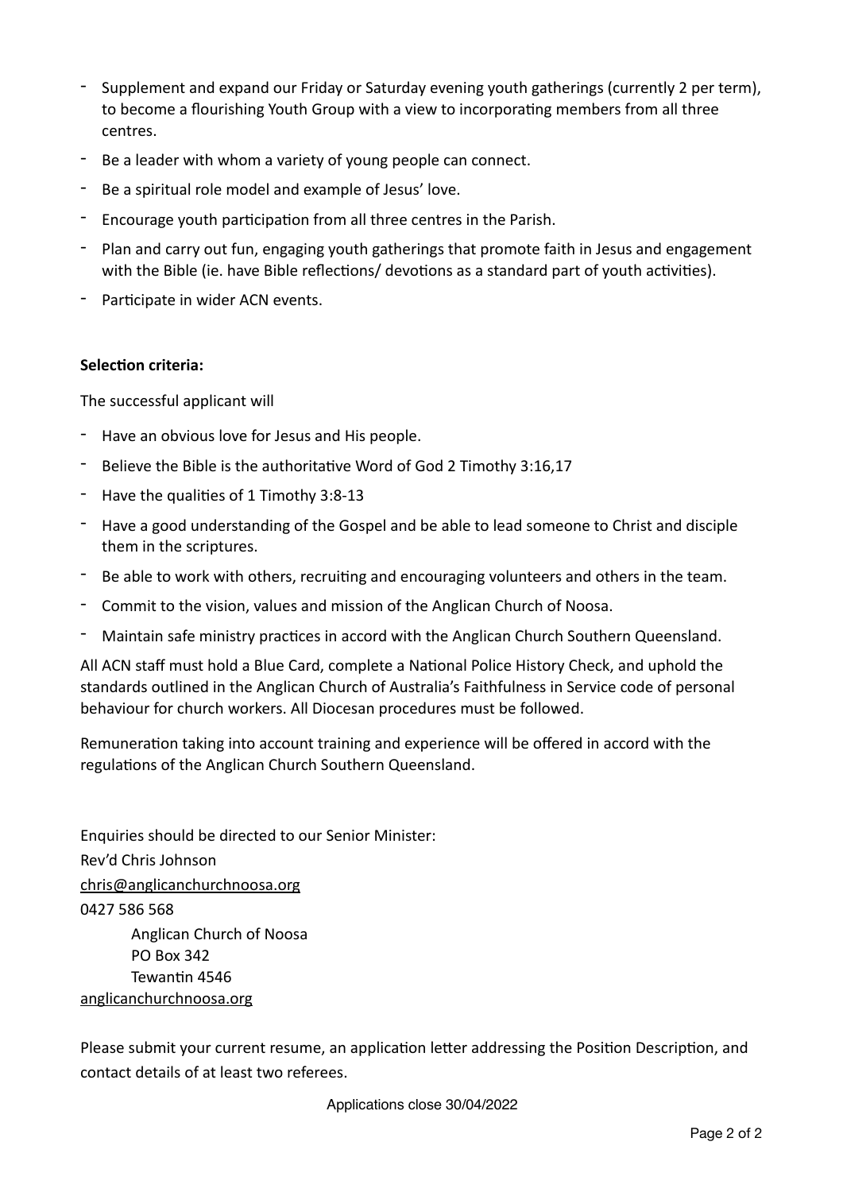- Supplement and expand our Friday or Saturday evening youth gatherings (currently 2 per term), to become a flourishing Youth Group with a view to incorporating members from all three centres.
- Be a leader with whom a variety of young people can connect.
- Be a spiritual role model and example of Jesus' love.
- Encourage youth participation from all three centres in the Parish.
- Plan and carry out fun, engaging youth gatherings that promote faith in Jesus and engagement with the Bible (ie. have Bible reflections/ devotions as a standard part of youth activities).
- Participate in wider ACN events.

**Selection criteria:**

The successful applicant will

- Have an obvious love for Jesus and His people.
- Believe the Bible is the authoritative Word of God 2 Timothy 3:16,17
- Have the qualities of 1 Timothy 3:8-13
- Have a good understanding of the Gospel and be able to lead someone to Christ and disciple them in the scriptures.
- Be able to work with others, recruiting and encouraging volunteers and others in the team.
- Commit to the vision, values and mission of the Anglican Church of Noosa.
- Maintain safe ministry practices in accord with the Anglican Church Southern Queensland.

All ACN staff must hold a Blue Card, complete a National Police History Check, and uphold the standards outlined in the Anglican Church of Australia's Faithfulness in Service code of personal behaviour for church workers. All Diocesan procedures must be followed.

Remuneration taking into account training and experience will be offered in accord with the regulations of the Anglican Church Southern Queensland.

Enquiries should be directed to our Senior Minister:
Rev'd Chris Johnson
chris@anglicanchurchnoosa.org
0427 586 568

Anglican Church of Noosa
PO Box 342
Tewantin 4546

anglicanchurchnoosa.org

Please submit your current resume, an application letter addressing the Position Description, and contact details of at least two referees.

Applications close 30/04/2022